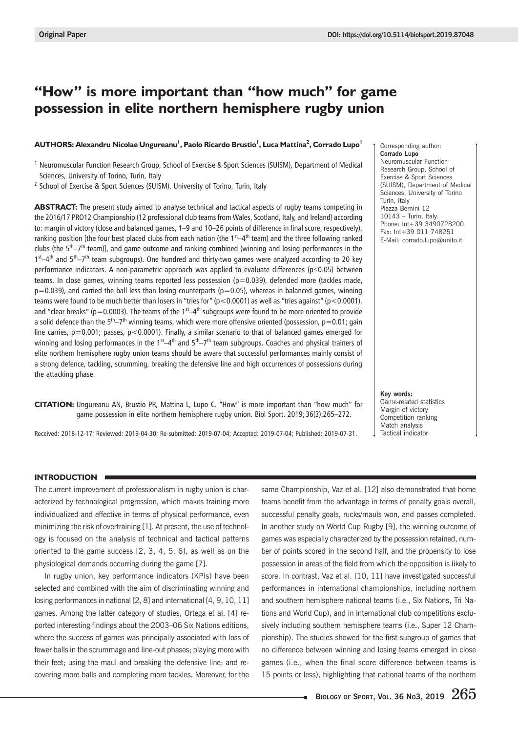Original Paper

DOI: https://doi.org/10.5114/biolsport.2019.87048

# "How" is more important than "how much" for game possession in elite northern hemisphere rugby union

**AUTHORS: Alexandru Nicolae Ungureanu[1], Paolo Ricardo Brustio[1], Luca Mattina[2], Corrado Lupo[1]**

[1] Neuromuscular Function Research Group, School of Exercise & Sport Sciences (SUISM), Department of Medical Sciences, University of Torino, Turin, Italy

[2] School of Exercise & Sport Sciences (SUISM), University of Torino, Turin, Italy

Corresponding author:
**Corrado Lupo**
Neuromuscular Function Research Group, School of Exercise & Sport Sciences (SUISM), Department of Medical Sciences, University of Torino
Turin, Italy
Piazza Bernini 12
10143 – Turin, Italy.
Phone: Int+39 3490728200
Fax: Int+39 011 748251
E-Mail: corrado.lupo@unito.it

**ABSTRACT:** The present study aimed to analyse technical and tactical aspects of rugby teams competing in the 2016/17 PRO12 Championship (12 professional club teams from Wales, Scotland, Italy, and Ireland) according to: margin of victory (close and balanced games, 1–9 and 10–26 points of difference in final score, respectively), ranking position [the four best placed clubs from each nation (the $1^{st}$–$4^{th}$ team) and the three following ranked clubs (the $5^{th}$–$7^{th}$ team)], and game outcome and ranking combined (winning and losing performances in the $1^{st}$–$4^{th}$ and $5^{th}$–$7^{th}$ team subgroups). One hundred and thirty-two games were analyzed according to 20 key performance indicators. A non-parametric approach was applied to evaluate differences ($p \leq 0.05$) between teams. In close games, winning teams reported less possession ($p=0.039$), defended more (tackles made, $p=0.039$), and carried the ball less than losing counterparts ($p=0.05$), whereas in balanced games, winning teams were found to be much better than losers in "tries for" ($p<0.0001$) as well as "tries against" ($p<0.0001$), and "clear breaks" ($p=0.0003$). The teams of the $1^{st}$–$4^{th}$ subgroups were found to be more oriented to provide a solid defence than the $5^{th}$–$7^{th}$ winning teams, which were more offensive oriented (possession, $p=0.01$; gain line carries, $p=0.001$; passes, $p<0.0001$). Finally, a similar scenario to that of balanced games emerged for winning and losing performances in the $1^{st}$–$4^{th}$ and $5^{th}$–$7^{th}$ team subgroups. Coaches and physical trainers of elite northern hemisphere rugby union teams should be aware that successful performances mainly consist of a strong defence, tackling, scrumming, breaking the defensive line and high occurrences of possessions during the attacking phase.

**CITATION:** Ungureanu AN, Brustio PR, Mattina L, Lupo C. "How" is more important than "how much" for game possession in elite northern hemisphere rugby union. Biol Sport. 2019;36(3):265–272.

Received: 2018-12-17; Reviewed: 2019-04-30; Re-submitted: 2019-07-04; Accepted: 2019-07-04; Published: 2019-07-31.

**Key words:**
Game-related statistics
Margin of victory
Competition ranking
Match analysis
Tactical indicator

## INTRODUCTION

The current improvement of professionalism in rugby union is characterized by technological progression, which makes training more individualized and effective in terms of physical performance, even minimizing the risk of overtraining [1]. At present, the use of technology is focused on the analysis of technical and tactical patterns oriented to the game success [2, 3, 4, 5, 6], as well as on the physiological demands occurring during the game [7].

In rugby union, key performance indicators (KPIs) have been selected and combined with the aim of discriminating winning and losing performances in national [2, 8] and international [4, 9, 10, 11] games. Among the latter category of studies, Ortega et al. [4] reported interesting findings about the 2003–06 Six Nations editions, where the success of games was principally associated with loss of fewer balls in the scrummage and line-out phases; playing more with their feet; using the maul and breaking the defensive line; and recovering more balls and completing more tackles. Moreover, for the same Championship, Vaz et al. [12] also demonstrated that home teams benefit from the advantage in terms of penalty goals overall, successful penalty goals, rucks/mauls won, and passes completed. In another study on World Cup Rugby [9], the winning outcome of games was especially characterized by the possession retained, number of points scored in the second half, and the propensity to lose possession in areas of the field from which the opposition is likely to score. In contrast, Vaz et al. [10, 11] have investigated successful performances in international championships, including northern and southern hemisphere national teams (i.e., Six Nations, Tri Nations and World Cup), and in international club competitions exclusively including southern hemisphere teams (i.e., Super 12 Championship). The studies showed for the first subgroup of games that no difference between winning and losing teams emerged in close games (i.e., when the final score difference between teams is 15 points or less), highlighting that national teams of the northern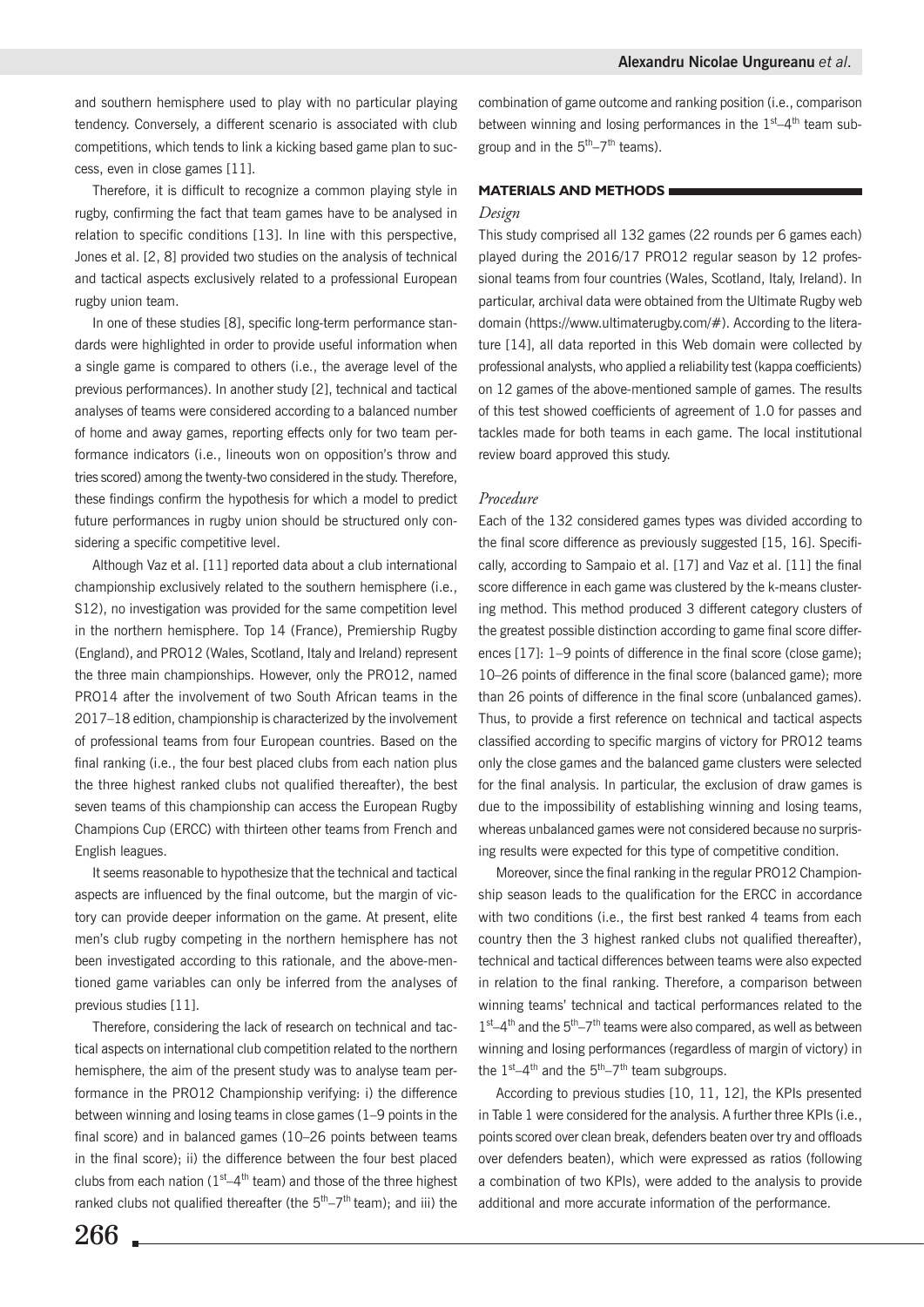and southern hemisphere used to play with no particular playing tendency. Conversely, a different scenario is associated with club competitions, which tends to link a kicking based game plan to success, even in close games [11].

Therefore, it is difficult to recognize a common playing style in rugby, confirming the fact that team games have to be analysed in relation to specific conditions [13]. In line with this perspective, Jones et al. [2, 8] provided two studies on the analysis of technical and tactical aspects exclusively related to a professional European rugby union team.

In one of these studies [8], specific long-term performance standards were highlighted in order to provide useful information when a single game is compared to others (i.e., the average level of the previous performances). In another study [2], technical and tactical analyses of teams were considered according to a balanced number of home and away games, reporting effects only for two team performance indicators (i.e., lineouts won on opposition's throw and tries scored) among the twenty-two considered in the study. Therefore, these findings confirm the hypothesis for which a model to predict future performances in rugby union should be structured only considering a specific competitive level.

Although Vaz et al. [11] reported data about a club international championship exclusively related to the southern hemisphere (i.e., S12), no investigation was provided for the same competition level in the northern hemisphere. Top 14 (France), Premiership Rugby (England), and PRO12 (Wales, Scotland, Italy and Ireland) represent the three main championships. However, only the PRO12, named PRO14 after the involvement of two South African teams in the 2017–18 edition, championship is characterized by the involvement of professional teams from four European countries. Based on the final ranking (i.e., the four best placed clubs from each nation plus the three highest ranked clubs not qualified thereafter), the best seven teams of this championship can access the European Rugby Champions Cup (ERCC) with thirteen other teams from French and English leagues.

It seems reasonable to hypothesize that the technical and tactical aspects are influenced by the final outcome, but the margin of victory can provide deeper information on the game. At present, elite men's club rugby competing in the northern hemisphere has not been investigated according to this rationale, and the above-mentioned game variables can only be inferred from the analyses of previous studies [11].

Therefore, considering the lack of research on technical and tactical aspects on international club competition related to the northern hemisphere, the aim of the present study was to analyse team performance in the PRO12 Championship verifying: i) the difference between winning and losing teams in close games (1–9 points in the final score) and in balanced games (10–26 points between teams in the final score); ii) the difference between the four best placed clubs from each nation (1st–4th team) and those of the three highest ranked clubs not qualified thereafter (the 5th–7th team); and iii) the combination of game outcome and ranking position (i.e., comparison between winning and losing performances in the 1st–4th team subgroup and in the 5th–7th teams).

## MATERIALS AND METHODS

### *Design*

This study comprised all 132 games (22 rounds per 6 games each) played during the 2016/17 PRO12 regular season by 12 professional teams from four countries (Wales, Scotland, Italy, Ireland). In particular, archival data were obtained from the Ultimate Rugby web domain (https://www.ultimaterugby.com/#). According to the literature [14], all data reported in this Web domain were collected by professional analysts, who applied a reliability test (kappa coefficients) on 12 games of the above-mentioned sample of games. The results of this test showed coefficients of agreement of 1.0 for passes and tackles made for both teams in each game. The local institutional review board approved this study.

### *Procedure*

Each of the 132 considered games types was divided according to the final score difference as previously suggested [15, 16]. Specifically, according to Sampaio et al. [17] and Vaz et al. [11] the final score difference in each game was clustered by the k-means clustering method. This method produced 3 different category clusters of the greatest possible distinction according to game final score differences [17]: 1–9 points of difference in the final score (close game); 10–26 points of difference in the final score (balanced game); more than 26 points of difference in the final score (unbalanced games). Thus, to provide a first reference on technical and tactical aspects classified according to specific margins of victory for PRO12 teams only the close games and the balanced game clusters were selected for the final analysis. In particular, the exclusion of draw games is due to the impossibility of establishing winning and losing teams, whereas unbalanced games were not considered because no surprising results were expected for this type of competitive condition.

Moreover, since the final ranking in the regular PRO12 Championship season leads to the qualification for the ERCC in accordance with two conditions (i.e., the first best ranked 4 teams from each country then the 3 highest ranked clubs not qualified thereafter), technical and tactical differences between teams were also expected in relation to the final ranking. Therefore, a comparison between winning teams' technical and tactical performances related to the 1st–4th and the 5th–7th teams were also compared, as well as between winning and losing performances (regardless of margin of victory) in the 1st–4th and the 5th–7th team subgroups.

According to previous studies [10, 11, 12], the KPIs presented in Table 1 were considered for the analysis. A further three KPIs (i.e., points scored over clean break, defenders beaten over try and offloads over defenders beaten), which were expressed as ratios (following a combination of two KPIs), were added to the analysis to provide additional and more accurate information of the performance.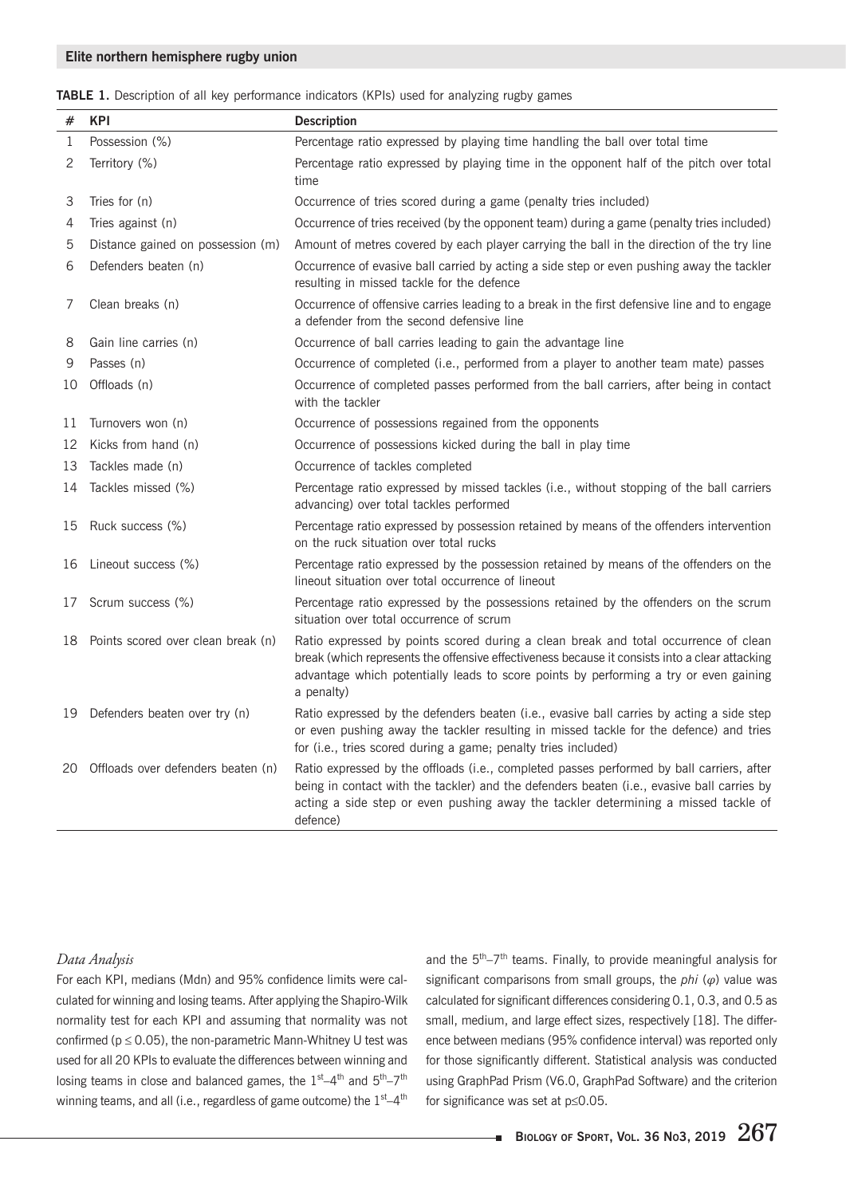**TABLE 1.** Description of all key performance indicators (KPIs) used for analyzing rugby games

| # | KPI | Description |
|---|---|---|
| 1 | Possession (%) | Percentage ratio expressed by playing time handling the ball over total time |
| 2 | Territory (%) | Percentage ratio expressed by playing time in the opponent half of the pitch over total time |
| 3 | Tries for (n) | Occurrence of tries scored during a game (penalty tries included) |
| 4 | Tries against (n) | Occurrence of tries received (by the opponent team) during a game (penalty tries included) |
| 5 | Distance gained on possession (m) | Amount of metres covered by each player carrying the ball in the direction of the try line |
| 6 | Defenders beaten (n) | Occurrence of evasive ball carried by acting a side step or even pushing away the tackler resulting in missed tackle for the defence |
| 7 | Clean breaks (n) | Occurrence of offensive carries leading to a break in the first defensive line and to engage a defender from the second defensive line |
| 8 | Gain line carries (n) | Occurrence of ball carries leading to gain the advantage line |
| 9 | Passes (n) | Occurrence of completed (i.e., performed from a player to another team mate) passes |
| 10 | Offloads (n) | Occurrence of completed passes performed from the ball carriers, after being in contact with the tackler |
| 11 | Turnovers won (n) | Occurrence of possessions regained from the opponents |
| 12 | Kicks from hand (n) | Occurrence of possessions kicked during the ball in play time |
| 13 | Tackles made (n) | Occurrence of tackles completed |
| 14 | Tackles missed (%) | Percentage ratio expressed by missed tackles (i.e., without stopping of the ball carriers advancing) over total tackles performed |
| 15 | Ruck success (%) | Percentage ratio expressed by possession retained by means of the offenders intervention on the ruck situation over total rucks |
| 16 | Lineout success (%) | Percentage ratio expressed by the possession retained by means of the offenders on the lineout situation over total occurrence of lineout |
| 17 | Scrum success (%) | Percentage ratio expressed by the possessions retained by the offenders on the scrum situation over total occurrence of scrum |
| 18 | Points scored over clean break (n) | Ratio expressed by points scored during a clean break and total occurrence of clean break (which represents the offensive effectiveness because it consists into a clear attacking advantage which potentially leads to score points by performing a try or even gaining a penalty) |
| 19 | Defenders beaten over try (n) | Ratio expressed by the defenders beaten (i.e., evasive ball carries by acting a side step or even pushing away the tackler resulting in missed tackle for the defence) and tries for (i.e., tries scored during a game; penalty tries included) |
| 20 | Offloads over defenders beaten (n) | Ratio expressed by the offloads (i.e., completed passes performed by ball carriers, after being in contact with the tackler) and the defenders beaten (i.e., evasive ball carries by acting a side step or even pushing away the tackler determining a missed tackle of defence) |

### *Data Analysis*

For each KPI, medians (Mdn) and 95% confidence limits were calculated for winning and losing teams. After applying the Shapiro-Wilk normality test for each KPI and assuming that normality was not confirmed ($p \leq 0.05$), the non-parametric Mann-Whitney U test was used for all 20 KPIs to evaluate the differences between winning and losing teams in close and balanced games, the $1^{st}$–$4^{th}$ and $5^{th}$–$7^{th}$ winning teams, and all (i.e., regardless of game outcome) the $1^{st}$–$4^{th}$ and the $5^{th}$–$7^{th}$ teams. Finally, to provide meaningful analysis for significant comparisons from small groups, the *phi* ($\varphi$) value was calculated for significant differences considering 0.1, 0.3, and 0.5 as small, medium, and large effect sizes, respectively [18]. The difference between medians (95% confidence interval) was reported only for those significantly different. Statistical analysis was conducted using GraphPad Prism (V6.0, GraphPad Software) and the criterion for significance was set at $p \leq 0.05$.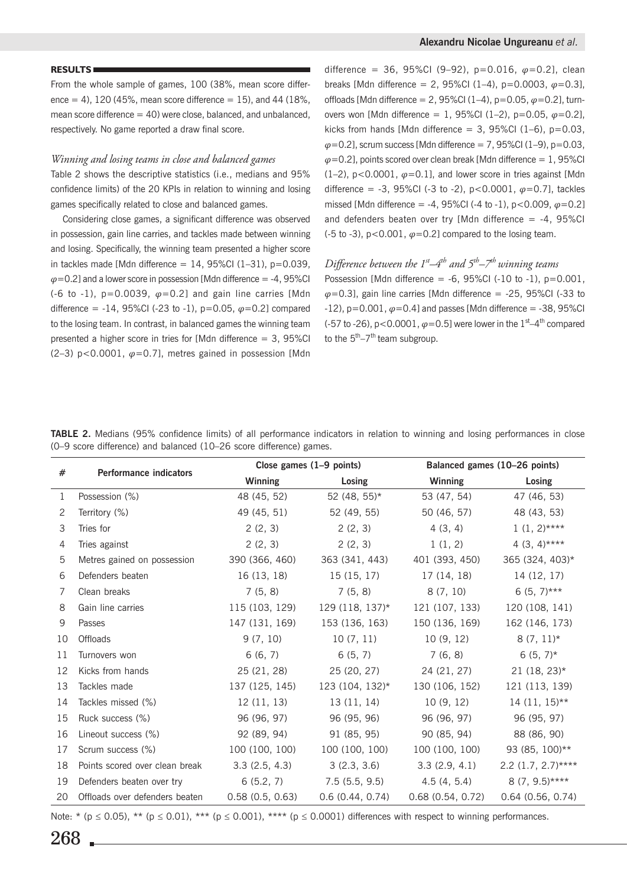## RESULTS

From the whole sample of games, 100 (38%, mean score difference = 4), 120 (45%, mean score difference = 15), and 44 (18%, mean score difference = 40) were close, balanced, and unbalanced, respectively. No game reported a draw final score.

### *Winning and losing teams in close and balanced games*

Table 2 shows the descriptive statistics (i.e., medians and 95% confidence limits) of the 20 KPIs in relation to winning and losing games specifically related to close and balanced games.

Considering close games, a significant difference was observed in possession, gain line carries, and tackles made between winning and losing. Specifically, the winning team presented a higher score in tackles made [Mdn difference = 14, 95%CI (1–31), $p=0.039$, $\varphi=0.2$] and a lower score in possession [Mdn difference = -4, 95%CI (-6 to -1), $p=0.0039$, $\varphi=0.2$] and gain line carries [Mdn difference = -14, 95%CI (-23 to -1), $p=0.05$, $\varphi=0.2$] compared to the losing team. In contrast, in balanced games the winning team presented a higher score in tries for [Mdn difference = 3, 95%CI (2–3) $p<0.0001$, $\varphi=0.7$], metres gained in possession [Mdn difference = 36, 95%CI (9–92), $p=0.016$, $\varphi=0.2$], clean breaks [Mdn difference = 2, 95%CI (1–4), $p=0.0003$, $\varphi=0.3$], offloads [Mdn difference = 2, 95%CI (1–4), $p=0.05$, $\varphi=0.2$], turnovers won [Mdn difference = 1, 95%CI (1–2), $p=0.05$, $\varphi=0.2$], kicks from hands [Mdn difference = 3, 95%CI (1–6), $p=0.03$, $\varphi=0.2$], scrum success [Mdn difference = 7, 95%CI (1–9), $p=0.03$, $\varphi=0.2$], points scored over clean break [Mdn difference = 1, 95%CI (1–2), $p<0.0001$, $\varphi=0.1$], and lower score in tries against [Mdn difference = -3, 95%CI (-3 to -2), $p<0.0001$, $\varphi=0.7$], tackles missed [Mdn difference = -4, 95%CI (-4 to -1), $p<0.009$, $\varphi=0.2$] and defenders beaten over try [Mdn difference = -4, 95%CI (-5 to -3), $p<0.001$, $\varphi=0.2$] compared to the losing team.

### *Difference between the $1^{st}$–$4^{th}$ and $5^{th}$–$7^{th}$ winning teams*

Possession [Mdn difference = -6, 95%CI (-10 to -1), $p=0.001$, $\varphi=0.3$], gain line carries [Mdn difference = -25, 95%CI (-33 to -12), $p=0.001$, $\varphi=0.4$] and passes [Mdn difference = -38, 95%CI (-57 to -26), $p<0.0001$, $\varphi=0.5$] were lower in the $1^{st}$–$4^{th}$ compared to the $5^{th}$–$7^{th}$ team subgroup.

**TABLE 2.** Medians (95% confidence limits) of all performance indicators in relation to winning and losing performances in close (0–9 score difference) and balanced (10–26 score difference) games.

| # | Performance indicators | Close games (1–9 points) | | Balanced games (10–26 points) | |
|---|---|---|---|---|---|
| | | Winning | Losing | Winning | Losing |
| 1 | Possession (%) | 48 (45, 52) | 52 (48, 55)* | 53 (47, 54) | 47 (46, 53) |
| 2 | Territory (%) | 49 (45, 51) | 52 (49, 55) | 50 (46, 57) | 48 (43, 53) |
| 3 | Tries for | 2 (2, 3) | 2 (2, 3) | 4 (3, 4) | 1 (1, 2)**** |
| 4 | Tries against | 2 (2, 3) | 2 (2, 3) | 1 (1, 2) | 4 (3, 4)**** |
| 5 | Metres gained on possession | 390 (366, 460) | 363 (341, 443) | 401 (393, 450) | 365 (324, 403)* |
| 6 | Defenders beaten | 16 (13, 18) | 15 (15, 17) | 17 (14, 18) | 14 (12, 17) |
| 7 | Clean breaks | 7 (5, 8) | 7 (5, 8) | 8 (7, 10) | 6 (5, 7)*** |
| 8 | Gain line carries | 115 (103, 129) | 129 (118, 137)* | 121 (107, 133) | 120 (108, 141) |
| 9 | Passes | 147 (131, 169) | 153 (136, 163) | 150 (136, 169) | 162 (146, 173) |
| 10 | Offloads | 9 (7, 10) | 10 (7, 11) | 10 (9, 12) | 8 (7, 11)* |
| 11 | Turnovers won | 6 (6, 7) | 6 (5, 7) | 7 (6, 8) | 6 (5, 7)* |
| 12 | Kicks from hands | 25 (21, 28) | 25 (20, 27) | 24 (21, 27) | 21 (18, 23)* |
| 13 | Tackles made | 137 (125, 145) | 123 (104, 132)* | 130 (106, 152) | 121 (113, 139) |
| 14 | Tackles missed (%) | 12 (11, 13) | 13 (11, 14) | 10 (9, 12) | 14 (11, 15)** |
| 15 | Ruck success (%) | 96 (96, 97) | 96 (95, 96) | 96 (96, 97) | 96 (95, 97) |
| 16 | Lineout success (%) | 92 (89, 94) | 91 (85, 95) | 90 (85, 94) | 88 (86, 90) |
| 17 | Scrum success (%) | 100 (100, 100) | 100 (100, 100) | 100 (100, 100) | 93 (85, 100)** |
| 18 | Points scored over clean break | 3.3 (2.5, 4.3) | 3 (2.3, 3.6) | 3.3 (2.9, 4.1) | 2.2 (1.7, 2.7)**** |
| 19 | Defenders beaten over try | 6 (5.2, 7) | 7.5 (5.5, 9.5) | 4.5 (4, 5.4) | 8 (7, 9.5)**** |
| 20 | Offloads over defenders beaten | 0.58 (0.5, 0.63) | 0.6 (0.44, 0.74) | 0.68 (0.54, 0.72) | 0.64 (0.56, 0.74) |

Note: * ($p \leq 0.05$), ** ($p \leq 0.01$), *** ($p \leq 0.001$), **** ($p \leq 0.0001$) differences with respect to winning performances.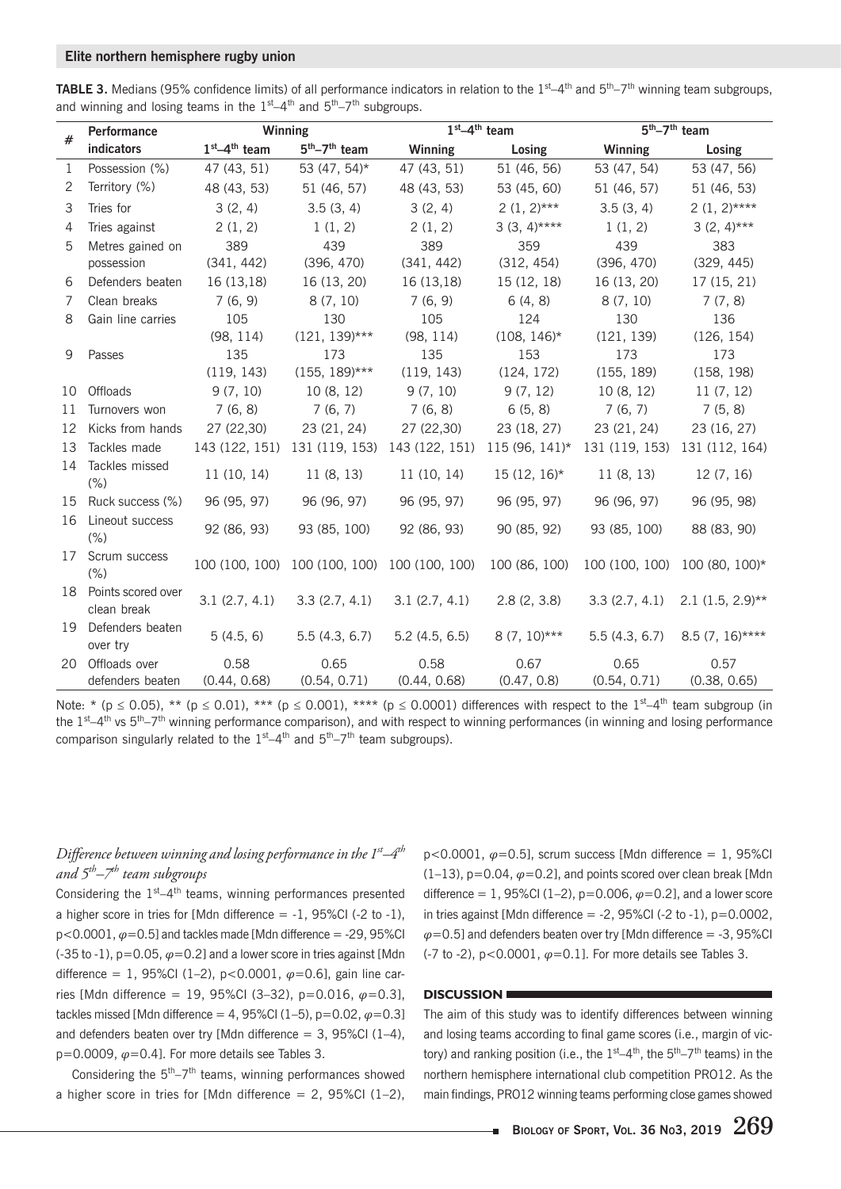**TABLE 3.** Medians (95% confidence limits) of all performance indicators in relation to the 1st–4th and 5th–7th winning team subgroups, and winning and losing teams in the 1st–4th and 5th–7th subgroups.

| # | Performance indicators | Winning |  | 1st–4th team |  | 5th–7th team |  |
|---|---|---|---|---|---|---|---|
|  |  | 1st–4th team | 5th–7th team | Winning | Losing | Winning | Losing |
| 1 | Possession (%) | 47 (43, 51) | 53 (47, 54)* | 47 (43, 51) | 51 (46, 56) | 53 (47, 54) | 53 (47, 56) |
| 2 | Territory (%) | 48 (43, 53) | 51 (46, 57) | 48 (43, 53) | 53 (45, 60) | 51 (46, 57) | 51 (46, 53) |
| 3 | Tries for | 3 (2, 4) | 3.5 (3, 4) | 3 (2, 4) | 2 (1, 2)*** | 3.5 (3, 4) | 2 (1, 2)**** |
| 4 | Tries against | 2 (1, 2) | 1 (1, 2) | 2 (1, 2) | 3 (3, 4)**** | 1 (1, 2) | 3 (2, 4)*** |
| 5 | Metres gained on possession | 389 (341, 442) | 439 (396, 470) | 389 (341, 442) | 359 (312, 454) | 439 (396, 470) | 383 (329, 445) |
| 6 | Defenders beaten | 16 (13,18) | 16 (13, 20) | 16 (13,18) | 15 (12, 18) | 16 (13, 20) | 17 (15, 21) |
| 7 | Clean breaks | 7 (6, 9) | 8 (7, 10) | 7 (6, 9) | 6 (4, 8) | 8 (7, 10) | 7 (7, 8) |
| 8 | Gain line carries | 105 (98, 114) | 130 (121, 139)*** | 105 (98, 114) | 124 (108, 146)* | 130 (121, 139) | 136 (126, 154) |
| 9 | Passes | 135 (119, 143) | 173 (155, 189)*** | 135 (119, 143) | 153 (124, 172) | 173 (155, 189) | 173 (158, 198) |
| 10 | Offloads | 9 (7, 10) | 10 (8, 12) | 9 (7, 10) | 9 (7, 12) | 10 (8, 12) | 11 (7, 12) |
| 11 | Turnovers won | 7 (6, 8) | 7 (6, 7) | 7 (6, 8) | 6 (5, 8) | 7 (6, 7) | 7 (5, 8) |
| 12 | Kicks from hands | 27 (22,30) | 23 (21, 24) | 27 (22,30) | 23 (18, 27) | 23 (21, 24) | 23 (16, 27) |
| 13 | Tackles made | 143 (122, 151) | 131 (119, 153) | 143 (122, 151) | 115 (96, 141)* | 131 (119, 153) | 131 (112, 164) |
| 14 | Tackles missed (%) | 11 (10, 14) | 11 (8, 13) | 11 (10, 14) | 15 (12, 16)* | 11 (8, 13) | 12 (7, 16) |
| 15 | Ruck success (%) | 96 (95, 97) | 96 (96, 97) | 96 (95, 97) | 96 (95, 97) | 96 (96, 97) | 96 (95, 98) |
| 16 | Lineout success (%) | 92 (86, 93) | 93 (85, 100) | 92 (86, 93) | 90 (85, 92) | 93 (85, 100) | 88 (83, 90) |
| 17 | Scrum success (%) | 100 (100, 100) | 100 (100, 100) | 100 (100, 100) | 100 (86, 100) | 100 (100, 100) | 100 (80, 100)* |
| 18 | Points scored over clean break | 3.1 (2.7, 4.1) | 3.3 (2.7, 4.1) | 3.1 (2.7, 4.1) | 2.8 (2, 3.8) | 3.3 (2.7, 4.1) | 2.1 (1.5, 2.9)** |
| 19 | Defenders beaten over try | 5 (4.5, 6) | 5.5 (4.3, 6.7) | 5.2 (4.5, 6.5) | 8 (7, 10)*** | 5.5 (4.3, 6.7) | 8.5 (7, 16)**** |
| 20 | Offloads over defenders beaten | 0.58 (0.44, 0.68) | 0.65 (0.54, 0.71) | 0.58 (0.44, 0.68) | 0.67 (0.47, 0.8) | 0.65 (0.54, 0.71) | 0.57 (0.38, 0.65) |

Note: * ($p \leq 0.05$), ** ($p \leq 0.01$), *** ($p \leq 0.001$), **** ($p \leq 0.0001$) differences with respect to the 1st–4th team subgroup (in the 1st–4th vs 5th–7th winning performance comparison), and with respect to winning performances (in winning and losing performance comparison singularly related to the 1st–4th and 5th–7th team subgroups).

### *Difference between winning and losing performance in the 1st–4th and 5th–7th team subgroups*

Considering the 1st–4th teams, winning performances presented a higher score in tries for [Mdn difference = -1, 95%CI (-2 to -1), $p<0.0001$, $\varphi=0.5$] and tackles made [Mdn difference = -29, 95%CI (-35 to -1), $p=0.05$, $\varphi=0.2$] and a lower score in tries against [Mdn difference = 1, 95%CI (1–2), $p<0.0001$, $\varphi=0.6$], gain line carries [Mdn difference = 19, 95%CI (3–32), $p=0.016$, $\varphi=0.3$], tackles missed [Mdn difference = 4, 95%CI (1–5), $p=0.02$, $\varphi=0.3$] and defenders beaten over try [Mdn difference = 3, 95%CI (1–4), $p=0.0009$, $\varphi=0.4$]. For more details see Tables 3.

Considering the 5th–7th teams, winning performances showed a higher score in tries for [Mdn difference = 2, 95%CI (1–2), $p<0.0001$, $\varphi=0.5$], scrum success [Mdn difference = 1, 95%CI (1–13), $p=0.04$, $\varphi=0.2$], and points scored over clean break [Mdn difference = 1, 95%CI (1–2), $p=0.006$, $\varphi=0.2$], and a lower score in tries against [Mdn difference = -2, 95%CI (-2 to -1), $p=0.0002$, $\varphi=0.5$] and defenders beaten over try [Mdn difference = -3, 95%CI (-7 to -2), $p<0.0001$, $\varphi=0.1$]. For more details see Tables 3.

## DISCUSSION

The aim of this study was to identify differences between winning and losing teams according to final game scores (i.e., margin of victory) and ranking position (i.e., the 1st–4th, the 5th–7th teams) in the northern hemisphere international club competition PRO12. As the main findings, PRO12 winning teams performing close games showed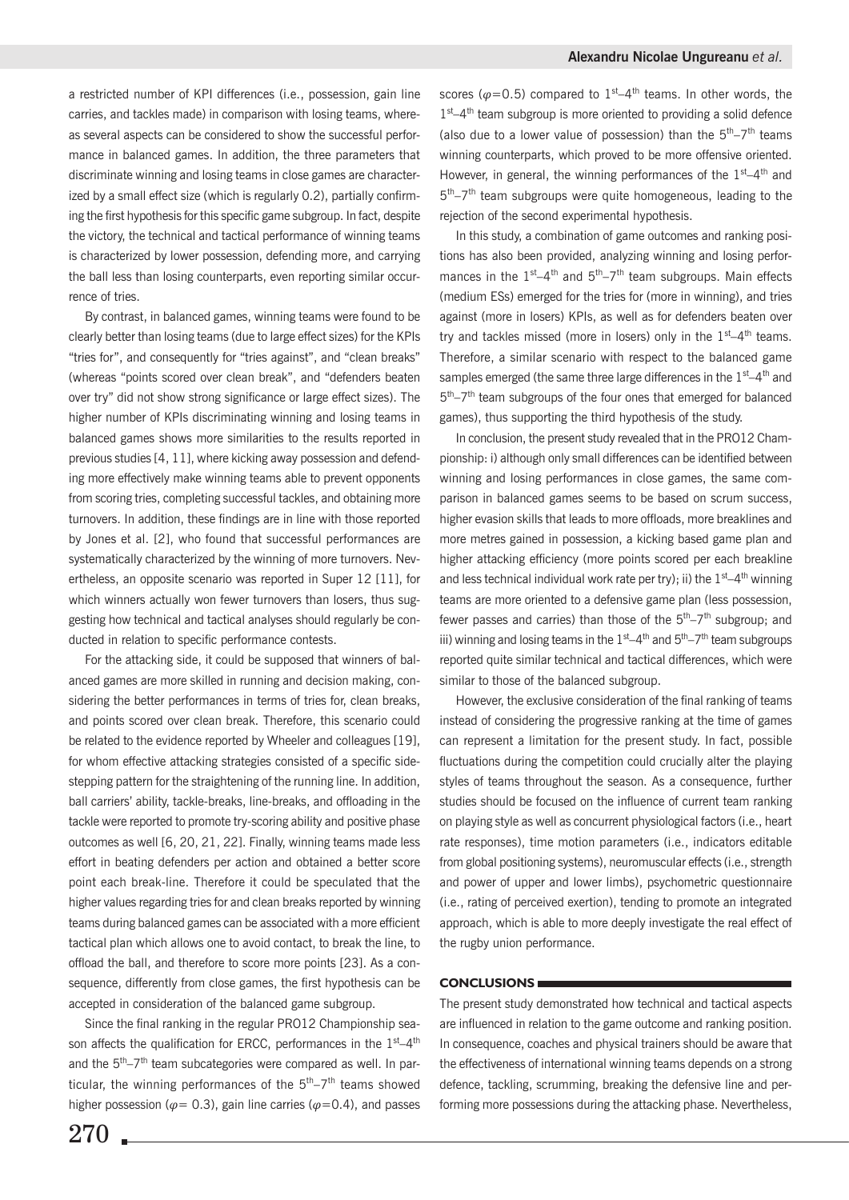a restricted number of KPI differences (i.e., possession, gain line carries, and tackles made) in comparison with losing teams, whereas several aspects can be considered to show the successful performance in balanced games. In addition, the three parameters that discriminate winning and losing teams in close games are characterized by a small effect size (which is regularly 0.2), partially confirming the first hypothesis for this specific game subgroup. In fact, despite the victory, the technical and tactical performance of winning teams is characterized by lower possession, defending more, and carrying the ball less than losing counterparts, even reporting similar occurrence of tries.

By contrast, in balanced games, winning teams were found to be clearly better than losing teams (due to large effect sizes) for the KPIs "tries for", and consequently for "tries against", and "clean breaks" (whereas "points scored over clean break", and "defenders beaten over try" did not show strong significance or large effect sizes). The higher number of KPIs discriminating winning and losing teams in balanced games shows more similarities to the results reported in previous studies [4, 11], where kicking away possession and defending more effectively make winning teams able to prevent opponents from scoring tries, completing successful tackles, and obtaining more turnovers. In addition, these findings are in line with those reported by Jones et al. [2], who found that successful performances are systematically characterized by the winning of more turnovers. Nevertheless, an opposite scenario was reported in Super 12 [11], for which winners actually won fewer turnovers than losers, thus suggesting how technical and tactical analyses should regularly be conducted in relation to specific performance contests.

For the attacking side, it could be supposed that winners of balanced games are more skilled in running and decision making, considering the better performances in terms of tries for, clean breaks, and points scored over clean break. Therefore, this scenario could be related to the evidence reported by Wheeler and colleagues [19], for whom effective attacking strategies consisted of a specific sidestepping pattern for the straightening of the running line. In addition, ball carriers' ability, tackle-breaks, line-breaks, and offloading in the tackle were reported to promote try-scoring ability and positive phase outcomes as well [6, 20, 21, 22]. Finally, winning teams made less effort in beating defenders per action and obtained a better score point each break-line. Therefore it could be speculated that the higher values regarding tries for and clean breaks reported by winning teams during balanced games can be associated with a more efficient tactical plan which allows one to avoid contact, to break the line, to offload the ball, and therefore to score more points [23]. As a consequence, differently from close games, the first hypothesis can be accepted in consideration of the balanced game subgroup.

Since the final ranking in the regular PRO12 Championship season affects the qualification for ERCC, performances in the 1st–4th and the 5th–7th team subcategories were compared as well. In particular, the winning performances of the 5th–7th teams showed higher possession ($\varphi = 0.3$), gain line carries ($\varphi = 0.4$), and passes scores ($\varphi = 0.5$) compared to 1st–4th teams. In other words, the 1st–4th team subgroup is more oriented to providing a solid defence (also due to a lower value of possession) than the 5th–7th teams winning counterparts, which proved to be more offensive oriented. However, in general, the winning performances of the 1st–4th and 5th–7th team subgroups were quite homogeneous, leading to the rejection of the second experimental hypothesis.

In this study, a combination of game outcomes and ranking positions has also been provided, analyzing winning and losing performances in the 1st–4th and 5th–7th team subgroups. Main effects (medium ESs) emerged for the tries for (more in winning), and tries against (more in losers) KPIs, as well as for defenders beaten over try and tackles missed (more in losers) only in the 1st–4th teams. Therefore, a similar scenario with respect to the balanced game samples emerged (the same three large differences in the 1st–4th and 5th–7th team subgroups of the four ones that emerged for balanced games), thus supporting the third hypothesis of the study.

In conclusion, the present study revealed that in the PRO12 Championship: i) although only small differences can be identified between winning and losing performances in close games, the same comparison in balanced games seems to be based on scrum success, higher evasion skills that leads to more offloads, more breaklines and more metres gained in possession, a kicking based game plan and higher attacking efficiency (more points scored per each breakline and less technical individual work rate per try); ii) the 1st–4th winning teams are more oriented to a defensive game plan (less possession, fewer passes and carries) than those of the 5th–7th subgroup; and iii) winning and losing teams in the 1st–4th and 5th–7th team subgroups reported quite similar technical and tactical differences, which were similar to those of the balanced subgroup.

However, the exclusive consideration of the final ranking of teams instead of considering the progressive ranking at the time of games can represent a limitation for the present study. In fact, possible fluctuations during the competition could crucially alter the playing styles of teams throughout the season. As a consequence, further studies should be focused on the influence of current team ranking on playing style as well as concurrent physiological factors (i.e., heart rate responses), time motion parameters (i.e., indicators editable from global positioning systems), neuromuscular effects (i.e., strength and power of upper and lower limbs), psychometric questionnaire (i.e., rating of perceived exertion), tending to promote an integrated approach, which is able to more deeply investigate the real effect of the rugby union performance.

## CONCLUSIONS

The present study demonstrated how technical and tactical aspects are influenced in relation to the game outcome and ranking position. In consequence, coaches and physical trainers should be aware that the effectiveness of international winning teams depends on a strong defence, tackling, scrumming, breaking the defensive line and performing more possessions during the attacking phase. Nevertheless,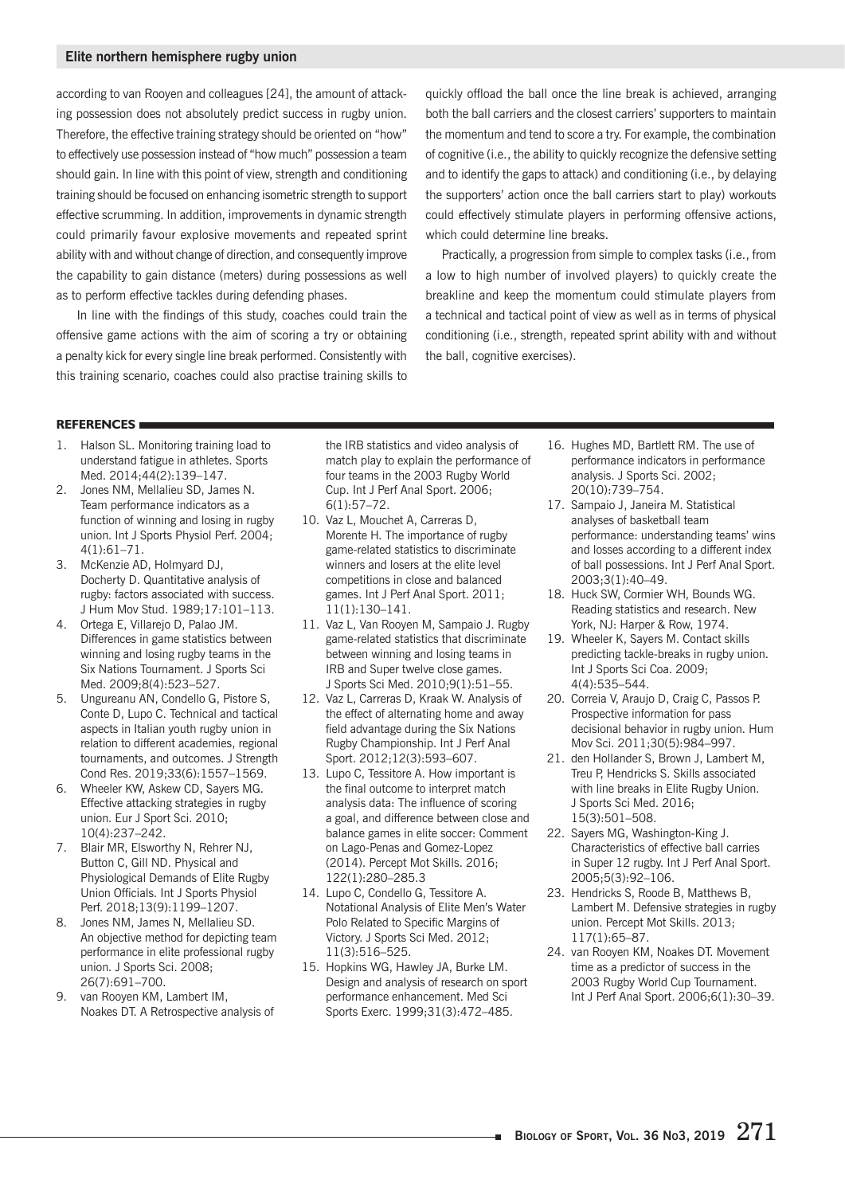according to van Rooyen and colleagues [24], the amount of attacking possession does not absolutely predict success in rugby union. Therefore, the effective training strategy should be oriented on "how" to effectively use possession instead of "how much" possession a team should gain. In line with this point of view, strength and conditioning training should be focused on enhancing isometric strength to support effective scrumming. In addition, improvements in dynamic strength could primarily favour explosive movements and repeated sprint ability with and without change of direction, and consequently improve the capability to gain distance (meters) during possessions as well as to perform effective tackles during defending phases.

In line with the findings of this study, coaches could train the offensive game actions with the aim of scoring a try or obtaining a penalty kick for every single line break performed. Consistently with this training scenario, coaches could also practise training skills to quickly offload the ball once the line break is achieved, arranging both the ball carriers and the closest carriers' supporters to maintain the momentum and tend to score a try. For example, the combination of cognitive (i.e., the ability to quickly recognize the defensive setting and to identify the gaps to attack) and conditioning (i.e., by delaying the supporters' action once the ball carriers start to play) workouts could effectively stimulate players in performing offensive actions, which could determine line breaks.

Practically, a progression from simple to complex tasks (i.e., from a low to high number of involved players) to quickly create the breakline and keep the momentum could stimulate players from a technical and tactical point of view as well as in terms of physical conditioning (i.e., strength, repeated sprint ability with and without the ball, cognitive exercises).

## REFERENCES

1. Halson SL. Monitoring training load to understand fatigue in athletes. Sports Med. 2014;44(2):139–147.
2. Jones NM, Mellalieu SD, James N. Team performance indicators as a function of winning and losing in rugby union. Int J Sports Physiol Perf. 2004; 4(1):61–71.
3. McKenzie AD, Holmyard DJ, Docherty D. Quantitative analysis of rugby: factors associated with success. J Hum Mov Stud. 1989;17:101–113.
4. Ortega E, Villarejo D, Palao JM. Differences in game statistics between winning and losing rugby teams in the Six Nations Tournament. J Sports Sci Med. 2009;8(4):523–527.
5. Ungureanu AN, Condello G, Pistore S, Conte D, Lupo C. Technical and tactical aspects in Italian youth rugby union in relation to different academies, regional tournaments, and outcomes. J Strength Cond Res. 2019;33(6):1557–1569.
6. Wheeler KW, Askew CD, Sayers MG. Effective attacking strategies in rugby union. Eur J Sport Sci. 2010; 10(4):237–242.
7. Blair MR, Elsworthy N, Rehrer NJ, Button C, Gill ND. Physical and Physiological Demands of Elite Rugby Union Officials. Int J Sports Physiol Perf. 2018;13(9):1199–1207.
8. Jones NM, James N, Mellalieu SD. An objective method for depicting team performance in elite professional rugby union. J Sports Sci. 2008; 26(7):691–700.
9. van Rooyen KM, Lambert IM, Noakes DT. A Retrospective analysis of the IRB statistics and video analysis of match play to explain the performance of four teams in the 2003 Rugby World Cup. Int J Perf Anal Sport. 2006; 6(1):57–72.
10. Vaz L, Mouchet A, Carreras D, Morente H. The importance of rugby game-related statistics to discriminate winners and losers at the elite level competitions in close and balanced games. Int J Perf Anal Sport. 2011; 11(1):130–141.
11. Vaz L, Van Rooyen M, Sampaio J. Rugby game-related statistics that discriminate between winning and losing teams in IRB and Super twelve close games. J Sports Sci Med. 2010;9(1):51–55.
12. Vaz L, Carreras D, Kraak W. Analysis of the effect of alternating home and away field advantage during the Six Nations Rugby Championship. Int J Perf Anal Sport. 2012;12(3):593–607.
13. Lupo C, Tessitore A. How important is the final outcome to interpret match analysis data: The influence of scoring a goal, and difference between close and balance games in elite soccer: Comment on Lago-Penas and Gomez-Lopez (2014). Percept Mot Skills. 2016; 122(1):280–285.3
14. Lupo C, Condello G, Tessitore A. Notational Analysis of Elite Men's Water Polo Related to Specific Margins of Victory. J Sports Sci Med. 2012; 11(3):516–525.
15. Hopkins WG, Hawley JA, Burke LM. Design and analysis of research on sport performance enhancement. Med Sci Sports Exerc. 1999;31(3):472–485.
16. Hughes MD, Bartlett RM. The use of performance indicators in performance analysis. J Sports Sci. 2002; 20(10):739–754.
17. Sampaio J, Janeira M. Statistical analyses of basketball team performance: understanding teams' wins and losses according to a different index of ball possessions. Int J Perf Anal Sport. 2003;3(1):40–49.
18. Huck SW, Cormier WH, Bounds WG. Reading statistics and research. New York, NJ: Harper & Row, 1974.
19. Wheeler K, Sayers M. Contact skills predicting tackle-breaks in rugby union. Int J Sports Sci Coa. 2009; 4(4):535–544.
20. Correia V, Araujo D, Craig C, Passos P. Prospective information for pass decisional behavior in rugby union. Hum Mov Sci. 2011;30(5):984–997.
21. den Hollander S, Brown J, Lambert M, Treu P, Hendricks S. Skills associated with line breaks in Elite Rugby Union. J Sports Sci Med. 2016; 15(3):501–508.
22. Sayers MG, Washington-King J. Characteristics of effective ball carries in Super 12 rugby. Int J Perf Anal Sport. 2005;5(3):92–106.
23. Hendricks S, Roode B, Matthews B, Lambert M. Defensive strategies in rugby union. Percept Mot Skills. 2013; 117(1):65–87.
24. van Rooyen KM, Noakes DT. Movement time as a predictor of success in the 2003 Rugby World Cup Tournament. Int J Perf Anal Sport. 2006;6(1):30–39.